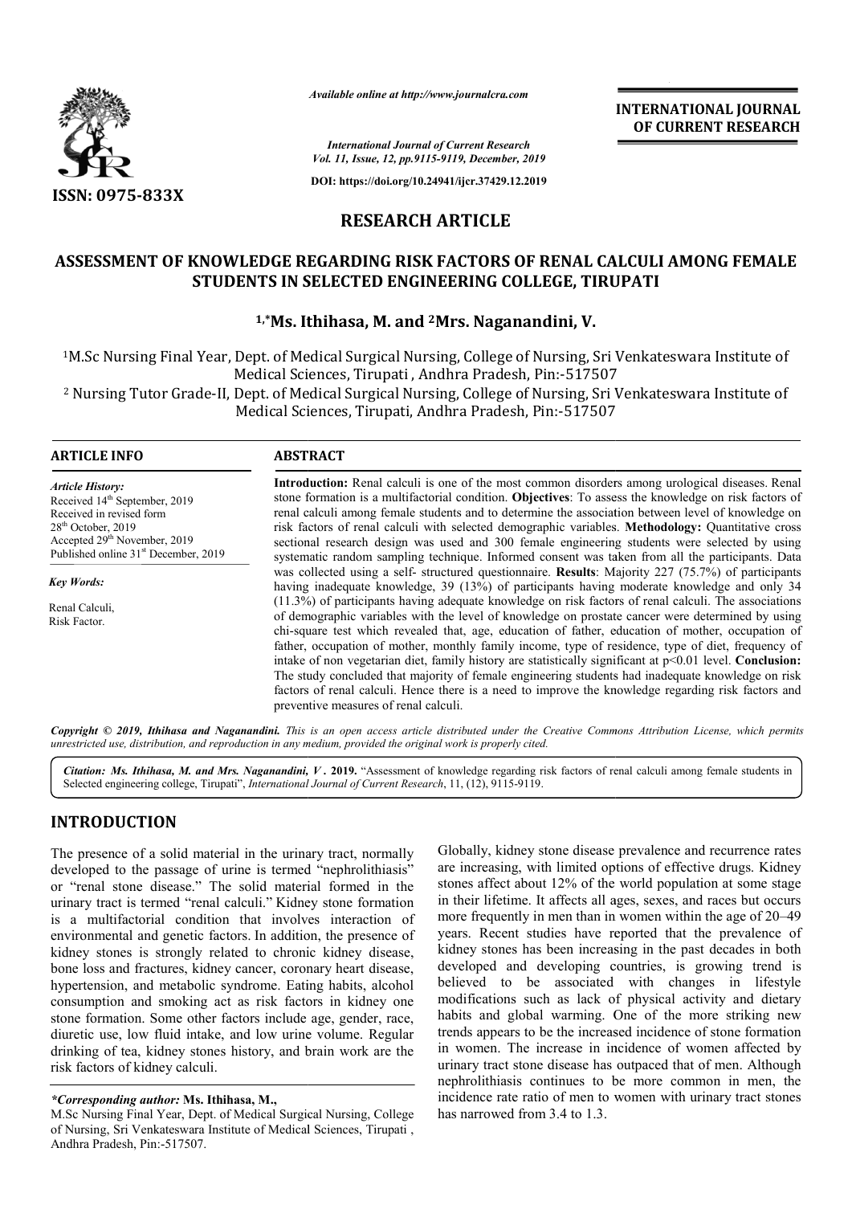ISSN: 0975-833X

*Available online at http://www.journalcra.com*

*International Journal of Current Research*
*Vol. 11, Issue, 12, pp.9115-9119, December, 2019*

**DOI: https://doi.org/10.24941/ijcr.37429.12.2019**

**INTERNATIONAL JOURNAL OF CURRENT RESEARCH**

## RESEARCH ARTICLE

# ASSESSMENT OF KNOWLEDGE REGARDING RISK FACTORS OF RENAL CALCULI AMONG FEMALE STUDENTS IN SELECTED ENGINEERING COLLEGE, TIRUPATI

**[1,*]Ms. Ithihasa, M. and [2]Mrs. Naganandini, V.**

[1]M.Sc Nursing Final Year, Dept. of Medical Surgical Nursing, College of Nursing, Sri Venkateswara Institute of Medical Sciences, Tirupati , Andhra Pradesh, Pin:-517507

[2] Nursing Tutor Grade-II, Dept. of Medical Surgical Nursing, College of Nursing, Sri Venkateswara Institute of Medical Sciences, Tirupati, Andhra Pradesh, Pin:-517507

### ARTICLE INFO

*Article History:*
Received 14th September, 2019
Received in revised form
28th October, 2019
Accepted 29th November, 2019
Published online 31st December, 2019

*Key Words:*

Renal Calculi,
Risk Factor.

### ABSTRACT

**Introduction:** Renal calculi is one of the most common disorders among urological diseases. Renal stone formation is a multifactorial condition. **Objectives**: To assess the knowledge on risk factors of renal calculi among female students and to determine the association between level of knowledge on risk factors of renal calculi with selected demographic variables. **Methodology:** Quantitative cross sectional research design was used and 300 female engineering students were selected by using systematic random sampling technique. Informed consent was taken from all the participants. Data was collected using a self- structured questionnaire. **Results**: Majority 227 (75.7%) of participants having inadequate knowledge, 39 (13%) of participants having moderate knowledge and only 34 (11.3%) of participants having adequate knowledge on risk factors of renal calculi. The associations of demographic variables with the level of knowledge on prostate cancer were determined by using chi-square test which revealed that, age, education of father, education of mother, occupation of father, occupation of mother, monthly family income, type of residence, type of diet, frequency of intake of non vegetarian diet, family history are statistically significant at $p<0.01$ level. **Conclusion:** The study concluded that majority of female engineering students had inadequate knowledge on risk factors of renal calculi. Hence there is a need to improve the knowledge regarding risk factors and preventive measures of renal calculi.

***Copyright © 2019, Ithihasa and Naganandini.*** *This is an open access article distributed under the Creative Commons Attribution License, which permits unrestricted use, distribution, and reproduction in any medium, provided the original work is properly cited.*

***Citation: Ms. Ithihasa, M. and Mrs. Naganandini, V*. 2019.** "Assessment of knowledge regarding risk factors of renal calculi among female students in Selected engineering college, Tirupati", *International Journal of Current Research*, 11, (12), 9115-9119.

## INTRODUCTION

The presence of a solid material in the urinary tract, normally developed to the passage of urine is termed "nephrolithiasis" or "renal stone disease." The solid material formed in the urinary tract is termed "renal calculi." Kidney stone formation is a multifactorial condition that involves interaction of environmental and genetic factors. In addition, the presence of kidney stones is strongly related to chronic kidney disease, bone loss and fractures, kidney cancer, coronary heart disease, hypertension, and metabolic syndrome. Eating habits, alcohol consumption and smoking act as risk factors in kidney one stone formation. Some other factors include age, gender, race, diuretic use, low fluid intake, and low urine volume. Regular drinking of tea, kidney stones history, and brain work are the risk factors of kidney calculi.

Globally, kidney stone disease prevalence and recurrence rates are increasing, with limited options of effective drugs. Kidney stones affect about 12% of the world population at some stage in their lifetime. It affects all ages, sexes, and races but occurs more frequently in men than in women within the age of 20–49 years. Recent studies have reported that the prevalence of kidney stones has been increasing in the past decades in both developed and developing countries, is growing trend is believed to be associated with changes in lifestyle modifications such as lack of physical activity and dietary habits and global warming. One of the more striking new trends appears to be the increased incidence of stone formation in women. The increase in incidence of women affected by urinary tract stone disease has outpaced that of men. Although nephrolithiasis continues to be more common in men, the incidence rate ratio of men to women with urinary tract stones has narrowed from 3.4 to 1.3.

***Corresponding author:* Ms. Ithihasa, M.,**
M.Sc Nursing Final Year, Dept. of Medical Surgical Nursing, College of Nursing, Sri Venkateswara Institute of Medical Sciences, Tirupati , Andhra Pradesh, Pin:-517507.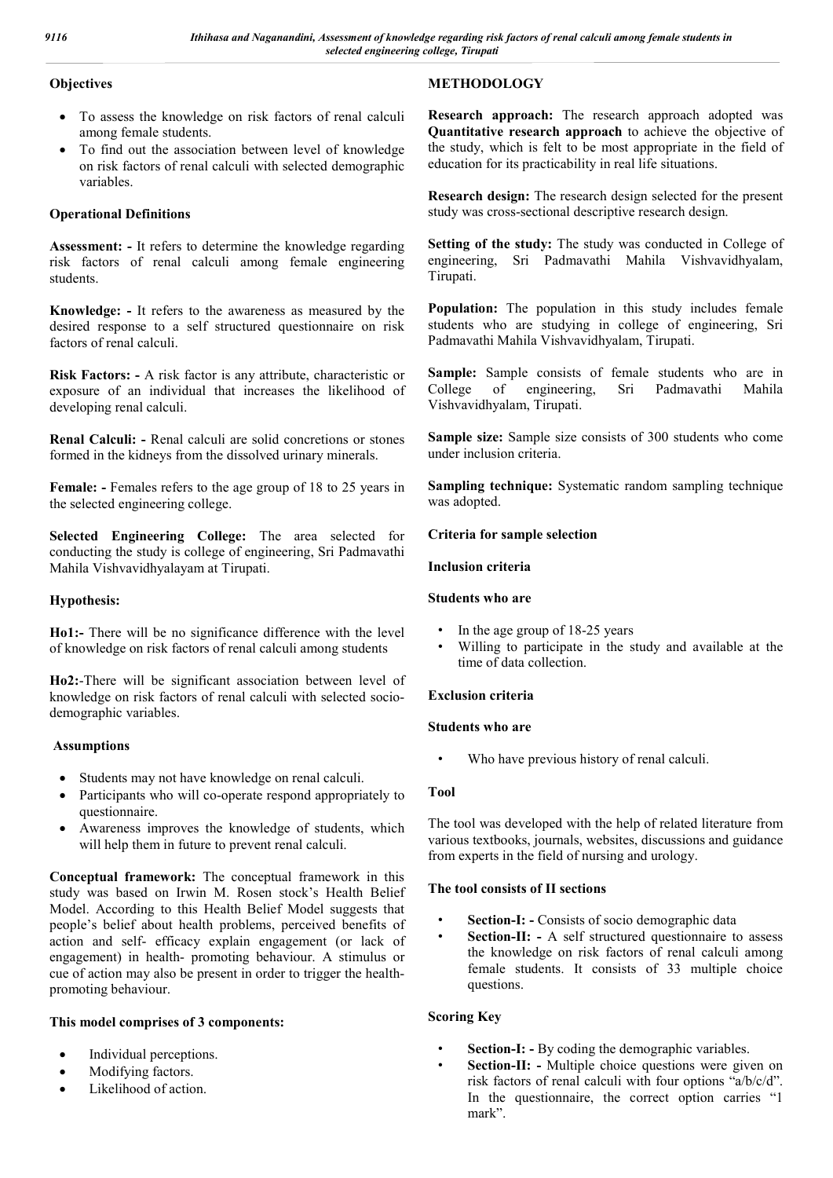## Objectives

- To assess the knowledge on risk factors of renal calculi among female students.
- To find out the association between level of knowledge on risk factors of renal calculi with selected demographic variables.

## Operational Definitions

**Assessment: -** It refers to determine the knowledge regarding risk factors of renal calculi among female engineering students.

**Knowledge: -** It refers to the awareness as measured by the desired response to a self structured questionnaire on risk factors of renal calculi.

**Risk Factors: -** A risk factor is any attribute, characteristic or exposure of an individual that increases the likelihood of developing renal calculi.

**Renal Calculi: -** Renal calculi are solid concretions or stones formed in the kidneys from the dissolved urinary minerals.

**Female: -** Females refers to the age group of 18 to 25 years in the selected engineering college.

**Selected Engineering College:** The area selected for conducting the study is college of engineering, Sri Padmavathi Mahila Vishvavidhyalayam at Tirupati.

## Hypothesis:

**Ho1:-** There will be no significance difference with the level of knowledge on risk factors of renal calculi among students

**Ho2:**-There will be significant association between level of knowledge on risk factors of renal calculi with selected socio-demographic variables.

## Assumptions

- Students may not have knowledge on renal calculi.
- Participants who will co-operate respond appropriately to questionnaire.
- Awareness improves the knowledge of students, which will help them in future to prevent renal calculi.

**Conceptual framework:** The conceptual framework in this study was based on Irwin M. Rosen stock's Health Belief Model. According to this Health Belief Model suggests that people's belief about health problems, perceived benefits of action and self- efficacy explain engagement (or lack of engagement) in health- promoting behaviour. A stimulus or cue of action may also be present in order to trigger the health-promoting behaviour.

### This model comprises of 3 components:

- Individual perceptions.
- Modifying factors.
- Likelihood of action.

## METHODOLOGY

**Research approach:** The research approach adopted was **Quantitative research approach** to achieve the objective of the study, which is felt to be most appropriate in the field of education for its practicability in real life situations.

**Research design:** The research design selected for the present study was cross-sectional descriptive research design.

**Setting of the study:** The study was conducted in College of engineering, Sri Padmavathi Mahila Vishvavidhyalam, Tirupati.

**Population:** The population in this study includes female students who are studying in college of engineering, Sri Padmavathi Mahila Vishvavidhyalam, Tirupati.

**Sample:** Sample consists of female students who are in College of engineering, Sri Padmavathi Mahila Vishvavidhyalam, Tirupati.

**Sample size:** Sample size consists of 300 students who come under inclusion criteria.

**Sampling technique:** Systematic random sampling technique was adopted.

### Criteria for sample selection

### Inclusion criteria

### Students who are

- In the age group of 18-25 years
- Willing to participate in the study and available at the time of data collection.

### Exclusion criteria

### Students who are

- Who have previous history of renal calculi.

### Tool

The tool was developed with the help of related literature from various textbooks, journals, websites, discussions and guidance from experts in the field of nursing and urology.

### The tool consists of II sections

- **Section-I: -** Consists of socio demographic data
- **Section-II: -** A self structured questionnaire to assess the knowledge on risk factors of renal calculi among female students. It consists of 33 multiple choice questions.

### Scoring Key

- **Section-I: -** By coding the demographic variables.
- **Section-II: -** Multiple choice questions were given on risk factors of renal calculi with four options "a/b/c/d". In the questionnaire, the correct option carries "1 mark".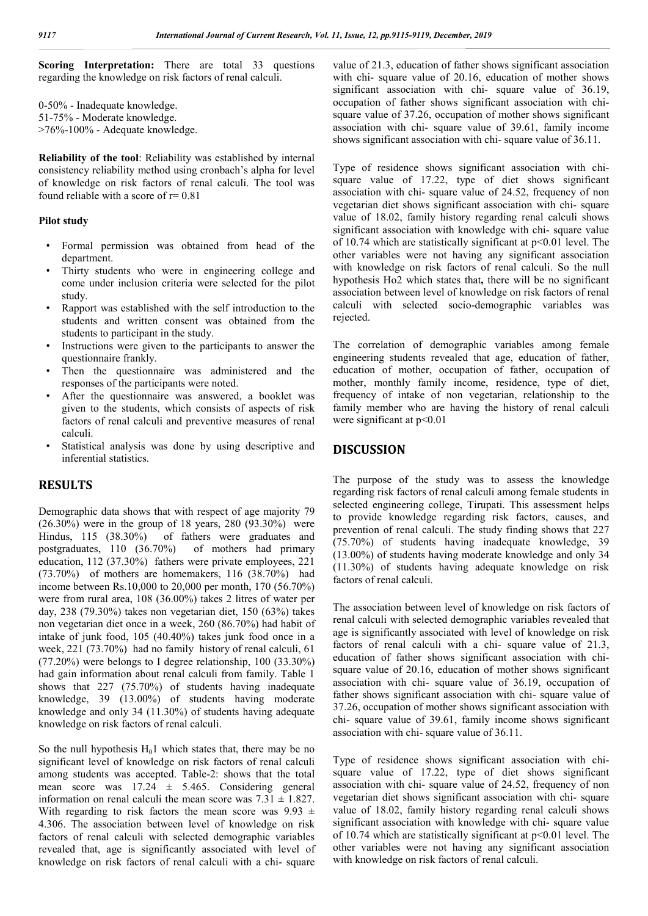**Scoring Interpretation:** There are total 33 questions regarding the knowledge on risk factors of renal calculi.

0-50% - Inadequate knowledge.
51-75% - Moderate knowledge.
>76%-100% - Adequate knowledge.

**Reliability of the tool**: Reliability was established by internal consistency reliability method using cronbach's alpha for level of knowledge on risk factors of renal calculi. The tool was found reliable with a score of r= 0.81

### Pilot study

- Formal permission was obtained from head of the department.
- Thirty students who were in engineering college and come under inclusion criteria were selected for the pilot study.
- Rapport was established with the self introduction to the students and written consent was obtained from the students to participant in the study.
- Instructions were given to the participants to answer the questionnaire frankly.
- Then the questionnaire was administered and the responses of the participants were noted.
- After the questionnaire was answered, a booklet was given to the students, which consists of aspects of risk factors of renal calculi and preventive measures of renal calculi.
- Statistical analysis was done by using descriptive and inferential statistics.

## RESULTS

Demographic data shows that with respect of age majority 79 (26.30%) were in the group of 18 years, 280 (93.30%) were Hindus, 115 (38.30%) of fathers were graduates and postgraduates, 110 (36.70%) of mothers had primary education, 112 (37.30%) fathers were private employees, 221 (73.70%) of mothers are homemakers, 116 (38.70%) had income between Rs.10,000 to 20,000 per month, 170 (56.70%) were from rural area, 108 (36.00%) takes 2 litres of water per day, 238 (79.30%) takes non vegetarian diet, 150 (63%) takes non vegetarian diet once in a week, 260 (86.70%) had habit of intake of junk food, 105 (40.40%) takes junk food once in a week, 221 (73.70%) had no family history of renal calculi, 61 (77.20%) were belongs to I degree relationship, 100 (33.30%) had gain information about renal calculi from family. Table 1 shows that 227 (75.70%) of students having inadequate knowledge, 39 (13.00%) of students having moderate knowledge and only 34 (11.30%) of students having adequate knowledge on risk factors of renal calculi.

So the null hypothesis $H_0 1$ which states that, there may be no significant level of knowledge on risk factors of renal calculi among students was accepted. Table-2: shows that the total mean score was 17.24 ± 5.465. Considering general information on renal calculi the mean score was 7.31 ± 1.827. With regarding to risk factors the mean score was 9.93 ± 4.306. The association between level of knowledge on risk factors of renal calculi with selected demographic variables revealed that, age is significantly associated with level of knowledge on risk factors of renal calculi with a chi- square value of 21.3, education of father shows significant association with chi- square value of 20.16, education of mother shows significant association with chi- square value of 36.19, occupation of father shows significant association with chi-square value of 37.26, occupation of mother shows significant association with chi- square value of 39.61, family income shows significant association with chi- square value of 36.11.

Type of residence shows significant association with chi-square value of 17.22, type of diet shows significant association with chi- square value of 24.52, frequency of non vegetarian diet shows significant association with chi- square value of 18.02, family history regarding renal calculi shows significant association with knowledge with chi- square value of 10.74 which are statistically significant at $p<0.01$ level. The other variables were not having any significant association with knowledge on risk factors of renal calculi. So the null hypothesis Ho2 which states that**,** there will be no significant association between level of knowledge on risk factors of renal calculi with selected socio-demographic variables was rejected.

The correlation of demographic variables among female engineering students revealed that age, education of father, education of mother, occupation of father, occupation of mother, monthly family income, residence, type of diet, frequency of intake of non vegetarian, relationship to the family member who are having the history of renal calculi were significant at $p<0.01$

## DISCUSSION

The purpose of the study was to assess the knowledge regarding risk factors of renal calculi among female students in selected engineering college, Tirupati. This assessment helps to provide knowledge regarding risk factors, causes, and prevention of renal calculi. The study finding shows that 227 (75.70%) of students having inadequate knowledge, 39 (13.00%) of students having moderate knowledge and only 34 (11.30%) of students having adequate knowledge on risk factors of renal calculi.

The association between level of knowledge on risk factors of renal calculi with selected demographic variables revealed that age is significantly associated with level of knowledge on risk factors of renal calculi with a chi- square value of 21.3, education of father shows significant association with chi-square value of 20.16, education of mother shows significant association with chi- square value of 36.19, occupation of father shows significant association with chi- square value of 37.26, occupation of mother shows significant association with chi- square value of 39.61, family income shows significant association with chi- square value of 36.11.

Type of residence shows significant association with chi-square value of 17.22, type of diet shows significant association with chi- square value of 24.52, frequency of non vegetarian diet shows significant association with chi- square value of 18.02, family history regarding renal calculi shows significant association with knowledge with chi- square value of 10.74 which are statistically significant at $p<0.01$ level. The other variables were not having any significant association with knowledge on risk factors of renal calculi.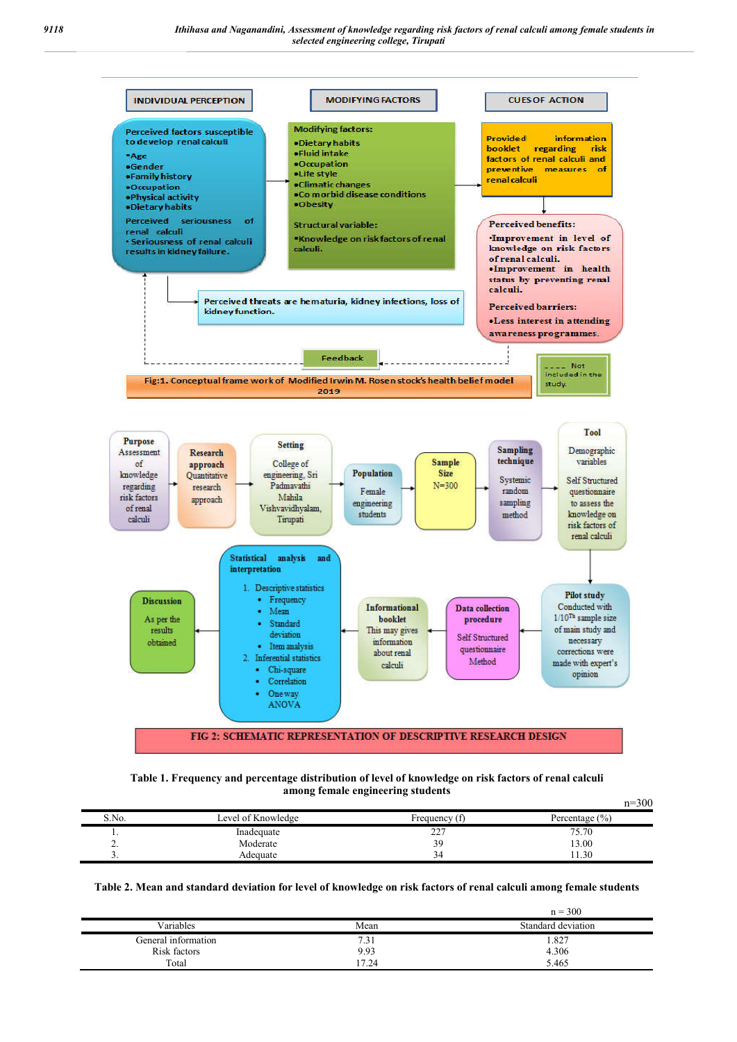INDIVIDUAL PERCEPTION

MODIFYING FACTORS

CUES OF ACTION

Perceived factors susceptible to develop renal calculi

- Age
- Gender
- Family history
- Occupation
- Physical activity
- Dietary habits

Perceived seriousness of renal calculi

- Seriousness of renal calculi results in kidney failure.

Modifying factors:

- Dietary habits
- Fluid intake
- Occupation
- Life style
- Climatic changes
- Co morbid disease conditions
- Obesity

Structural variable:

- Knowledge on risk factors of renal calculi.

Provided information booklet regarding risk factors of renal calculi and preventive measures of renal calculi

Perceived benefits:

- Improvement in level of knowledge on risk factors of renal calculi.
- Improvement in health status by preventing renal calculi.

Perceived barriers:

- Less interest in attending awareness programmes.

Perceived threats are hematuria, kidney infections, loss of kidney function.

Feedback

---- Not included in the study.

Fig:1. Conceptual frame work of Modified Irwin M. Rosen stock's health belief model 2019

Purpose: Assessment of knowledge regarding risk factors of renal calculi

Research approach: Quantitative research approach

Setting: College of engineering, Sri Padmavathi Mahila Vishvavidhyalam, Tirupati

Population: Female engineering students

Sample Size: N=300

Sampling technique: Systemic random sampling method

Tool: Demographic variables; Self Structured questionnaire to assess the knowledge on risk factors of renal calculi

Pilot study: Conducted with 1/10$^{th}$ sample size of main study and necessary corrections were made with expert's opinion

Data collection procedure: Self Structured questionnaire Method

Informational booklet: This may gives information about renal calculi

Statistical analysis and interpretation:

1. Descriptive statistics
   - Frequency
   - Mean
   - Standard deviation
   - Item analysis
2. Inferential statistics
   - Chi-square
   - Correlation
   - One way ANOVA

Discussion: As per the results obtained

FIG 2: SCHEMATIC REPRESENTATION OF DESCRIPTIVE RESEARCH DESIGN

**Table 1. Frequency and percentage distribution of level of knowledge on risk factors of renal calculi among female engineering students**

n=300

| S.No. | Level of Knowledge | Frequency (f) | Percentage (%) |
|---|---|---|---|
| 1. | Inadequate | 227 | 75.70 |
| 2. | Moderate | 39 | 13.00 |
| 3. | Adequate | 34 | 11.30 |

**Table 2. Mean and standard deviation for level of knowledge on risk factors of renal calculi among female students**

n = 300

| Variables | Mean | Standard deviation |
|---|---|---|
| General information | 7.31 | 1.827 |
| Risk factors | 9.93 | 4.306 |
| Total | 17.24 | 5.465 |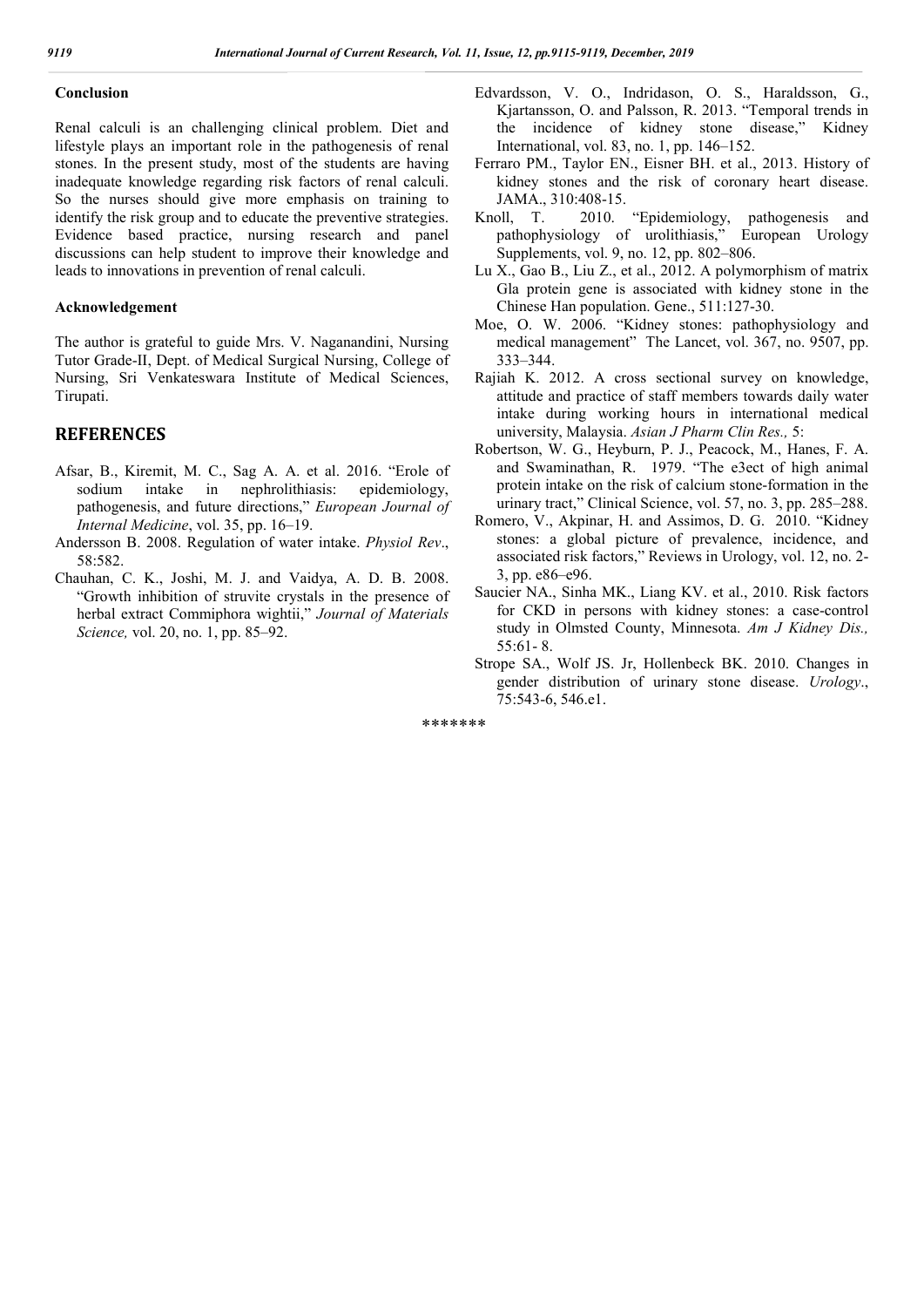## Conclusion

Renal calculi is an challenging clinical problem. Diet and lifestyle plays an important role in the pathogenesis of renal stones. In the present study, most of the students are having inadequate knowledge regarding risk factors of renal calculi. So the nurses should give more emphasis on training to identify the risk group and to educate the preventive strategies. Evidence based practice, nursing research and panel discussions can help student to improve their knowledge and leads to innovations in prevention of renal calculi.

## Acknowledgement

The author is grateful to guide Mrs. V. Naganandini, Nursing Tutor Grade-II, Dept. of Medical Surgical Nursing, College of Nursing, Sri Venkateswara Institute of Medical Sciences, Tirupati.

## REFERENCES

Afsar, B., Kiremit, M. C., Sag A. A. et al. 2016. "Erole of sodium intake in nephrolithiasis: epidemiology, pathogenesis, and future directions," *European Journal of Internal Medicine*, vol. 35, pp. 16–19.

Andersson B. 2008. Regulation of water intake. *Physiol Rev*., 58:582.

Chauhan, C. K., Joshi, M. J. and Vaidya, A. D. B. 2008. "Growth inhibition of struvite crystals in the presence of herbal extract Commiphora wightii," *Journal of Materials Science,* vol. 20, no. 1, pp. 85–92.

Edvardsson, V. O., Indridason, O. S., Haraldsson, G., Kjartansson, O. and Palsson, R. 2013. "Temporal trends in the incidence of kidney stone disease," Kidney International, vol. 83, no. 1, pp. 146–152.

Ferraro PM., Taylor EN., Eisner BH. et al., 2013. History of kidney stones and the risk of coronary heart disease. JAMA., 310:408-15.

Knoll, T. 2010. "Epidemiology, pathogenesis and pathophysiology of urolithiasis," European Urology Supplements, vol. 9, no. 12, pp. 802–806.

Lu X., Gao B., Liu Z., et al., 2012. A polymorphism of matrix Gla protein gene is associated with kidney stone in the Chinese Han population. Gene., 511:127-30.

Moe, O. W. 2006. "Kidney stones: pathophysiology and medical management" The Lancet, vol. 367, no. 9507, pp. 333–344.

Rajiah K. 2012. A cross sectional survey on knowledge, attitude and practice of staff members towards daily water intake during working hours in international medical university, Malaysia. *Asian J Pharm Clin Res.,* 5:

Robertson, W. G., Heyburn, P. J., Peacock, M., Hanes, F. A. and Swaminathan, R. 1979. "The e3ect of high animal protein intake on the risk of calcium stone-formation in the urinary tract," Clinical Science, vol. 57, no. 3, pp. 285–288.

Romero, V., Akpinar, H. and Assimos, D. G. 2010. "Kidney stones: a global picture of prevalence, incidence, and associated risk factors," Reviews in Urology, vol. 12, no. 2-3, pp. e86–e96.

Saucier NA., Sinha MK., Liang KV. et al., 2010. Risk factors for CKD in persons with kidney stones: a case-control study in Olmsted County, Minnesota. *Am J Kidney Dis.,* 55:61- 8.

Strope SA., Wolf JS. Jr, Hollenbeck BK. 2010. Changes in gender distribution of urinary stone disease. *Urology*., 75:543-6, 546.e1.

*******